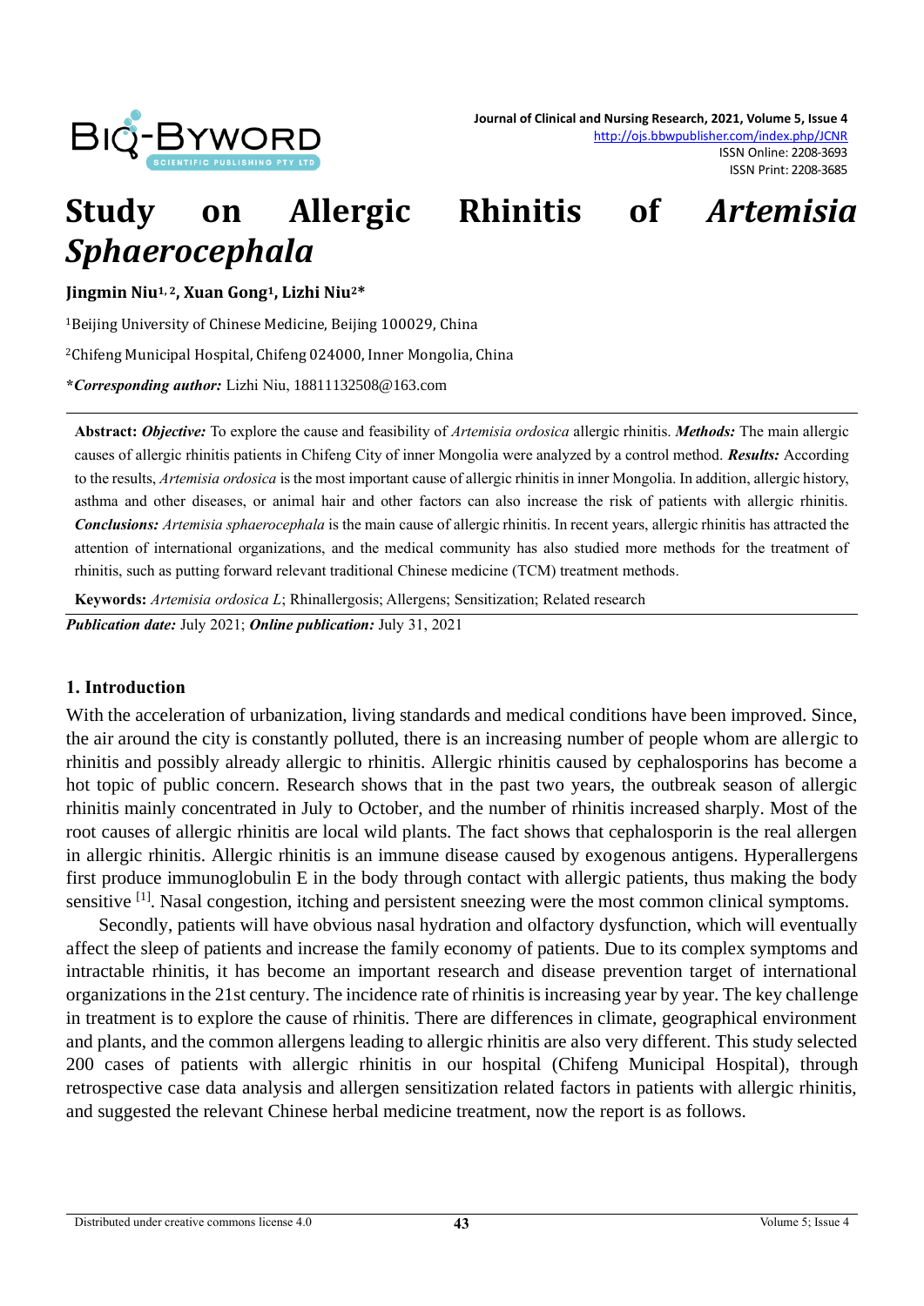# Study on Allergic Rhinitis of *Artemisia Sphaerocephala*

**Jingmin Niu[1,2], Xuan Gong[1], Lizhi Niu[2]***

[1]Beijing University of Chinese Medicine, Beijing 100029, China

[2]Chifeng Municipal Hospital, Chifeng 024000, Inner Mongolia, China

***Corresponding author:** Lizhi Niu, 18811132508@163.com

**Abstract:** ***Objective:*** To explore the cause and feasibility of *Artemisia ordosica* allergic rhinitis. ***Methods:*** The main allergic causes of allergic rhinitis patients in Chifeng City of inner Mongolia were analyzed by a control method. ***Results:*** According to the results, *Artemisia ordosica* is the most important cause of allergic rhinitis in inner Mongolia. In addition, allergic history, asthma and other diseases, or animal hair and other factors can also increase the risk of patients with allergic rhinitis. ***Conclusions:*** *Artemisia sphaerocephala* is the main cause of allergic rhinitis. In recent years, allergic rhinitis has attracted the attention of international organizations, and the medical community has also studied more methods for the treatment of rhinitis, such as putting forward relevant traditional Chinese medicine (TCM) treatment methods.

**Keywords:** *Artemisia ordosica L*; Rhinallergosis; Allergens; Sensitization; Related research

***Publication date:*** July 2021; ***Online publication:*** July 31, 2021

## 1. Introduction

With the acceleration of urbanization, living standards and medical conditions have been improved. Since, the air around the city is constantly polluted, there is an increasing number of people whom are allergic to rhinitis and possibly already allergic to rhinitis. Allergic rhinitis caused by cephalosporins has become a hot topic of public concern. Research shows that in the past two years, the outbreak season of allergic rhinitis mainly concentrated in July to October, and the number of rhinitis increased sharply. Most of the root causes of allergic rhinitis are local wild plants. The fact shows that cephalosporin is the real allergen in allergic rhinitis. Allergic rhinitis is an immune disease caused by exogenous antigens. Hyperallergens first produce immunoglobulin E in the body through contact with allergic patients, thus making the body sensitive [1]. Nasal congestion, itching and persistent sneezing were the most common clinical symptoms.

Secondly, patients will have obvious nasal hydration and olfactory dysfunction, which will eventually affect the sleep of patients and increase the family economy of patients. Due to its complex symptoms and intractable rhinitis, it has become an important research and disease prevention target of international organizations in the 21st century. The incidence rate of rhinitis is increasing year by year. The key challenge in treatment is to explore the cause of rhinitis. There are differences in climate, geographical environment and plants, and the common allergens leading to allergic rhinitis are also very different. This study selected 200 cases of patients with allergic rhinitis in our hospital (Chifeng Municipal Hospital), through retrospective case data analysis and allergen sensitization related factors in patients with allergic rhinitis, and suggested the relevant Chinese herbal medicine treatment, now the report is as follows.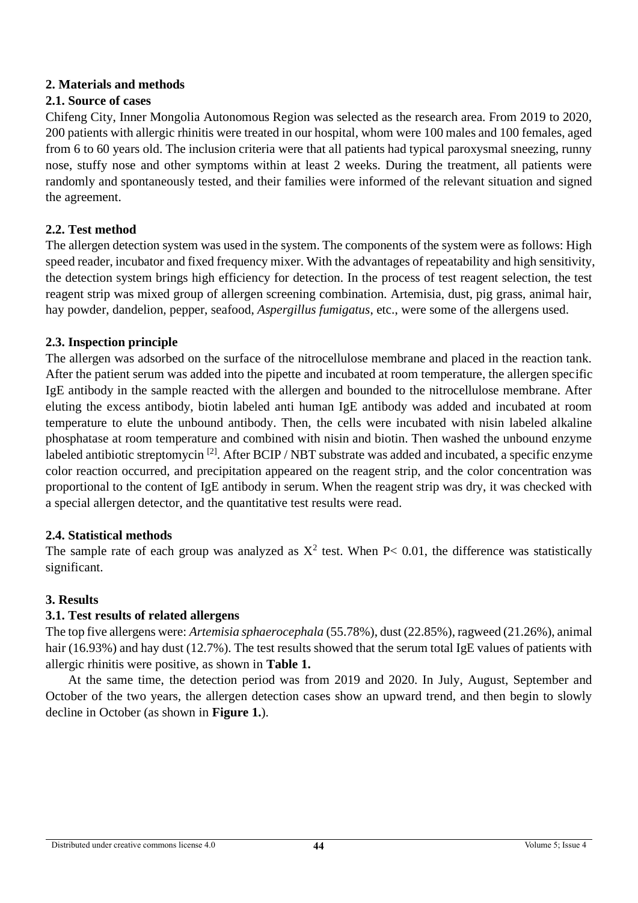## 2. Materials and methods

### 2.1. Source of cases

Chifeng City, Inner Mongolia Autonomous Region was selected as the research area. From 2019 to 2020, 200 patients with allergic rhinitis were treated in our hospital, whom were 100 males and 100 females, aged from 6 to 60 years old. The inclusion criteria were that all patients had typical paroxysmal sneezing, runny nose, stuffy nose and other symptoms within at least 2 weeks. During the treatment, all patients were randomly and spontaneously tested, and their families were informed of the relevant situation and signed the agreement.

### 2.2. Test method

The allergen detection system was used in the system. The components of the system were as follows: High speed reader, incubator and fixed frequency mixer. With the advantages of repeatability and high sensitivity, the detection system brings high efficiency for detection. In the process of test reagent selection, the test reagent strip was mixed group of allergen screening combination. Artemisia, dust, pig grass, animal hair, hay powder, dandelion, pepper, seafood, *Aspergillus fumigatus*, etc., were some of the allergens used.

### 2.3. Inspection principle

The allergen was adsorbed on the surface of the nitrocellulose membrane and placed in the reaction tank. After the patient serum was added into the pipette and incubated at room temperature, the allergen specific IgE antibody in the sample reacted with the allergen and bounded to the nitrocellulose membrane. After eluting the excess antibody, biotin labeled anti human IgE antibody was added and incubated at room temperature to elute the unbound antibody. Then, the cells were incubated with nisin labeled alkaline phosphatase at room temperature and combined with nisin and biotin. Then washed the unbound enzyme labeled antibiotic streptomycin [2]. After BCIP / NBT substrate was added and incubated, a specific enzyme color reaction occurred, and precipitation appeared on the reagent strip, and the color concentration was proportional to the content of IgE antibody in serum. When the reagent strip was dry, it was checked with a special allergen detector, and the quantitative test results were read.

### 2.4. Statistical methods

The sample rate of each group was analyzed as $X^2$ test. When $P< 0.01$, the difference was statistically significant.

## 3. Results

### 3.1. Test results of related allergens

The top five allergens were: *Artemisia sphaerocephala* (55.78%), dust (22.85%), ragweed (21.26%), animal hair (16.93%) and hay dust (12.7%). The test results showed that the serum total IgE values of patients with allergic rhinitis were positive, as shown in **Table 1.**

At the same time, the detection period was from 2019 and 2020. In July, August, September and October of the two years, the allergen detection cases show an upward trend, and then begin to slowly decline in October (as shown in **Figure 1.**).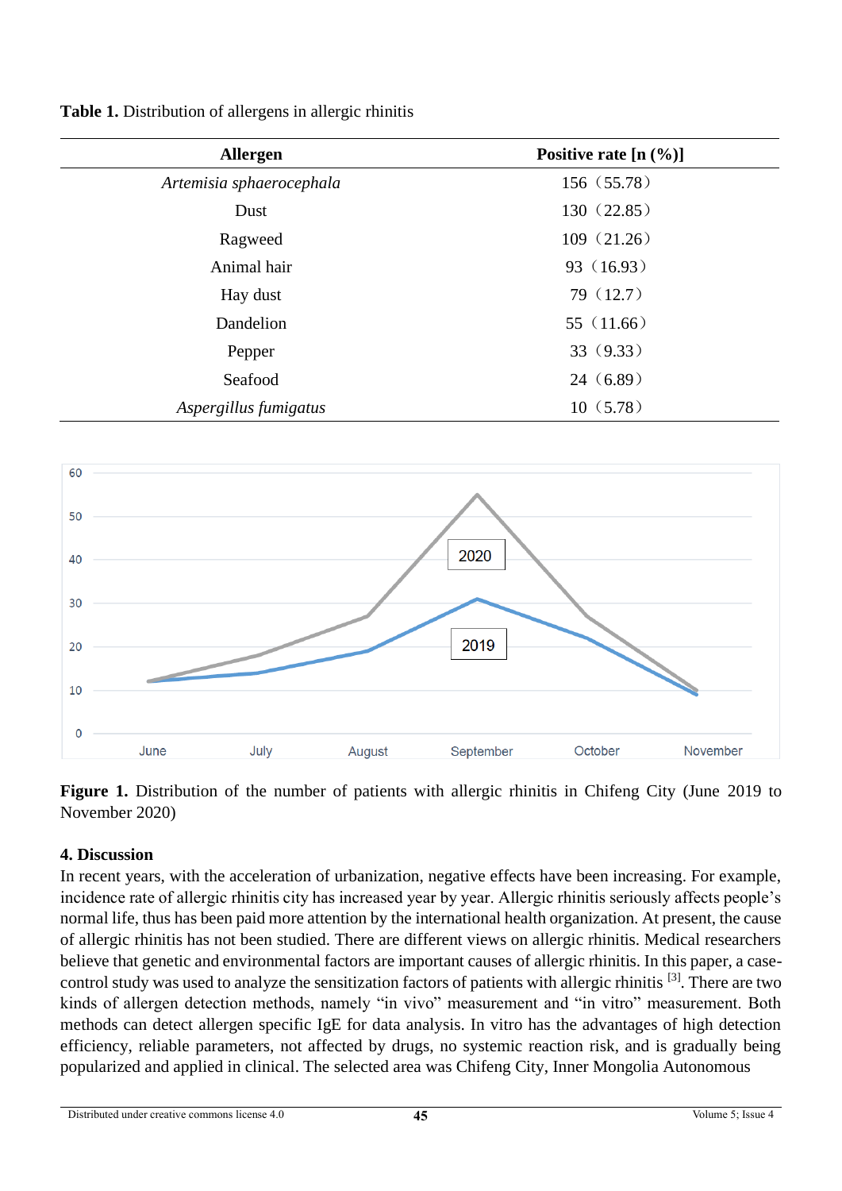**Table 1.** Distribution of allergens in allergic rhinitis

| Allergen | Positive rate [n (%)] |
|---|---|
| *Artemisia sphaerocephala* | 156（55.78） |
| Dust | 130（22.85） |
| Ragweed | 109（21.26） |
| Animal hair | 93（16.93） |
| Hay dust | 79（12.7） |
| Dandelion | 55（11.66） |
| Pepper | 33（9.33） |
| Seafood | 24（6.89） |
| *Aspergillus fumigatus* | 10（5.78） |

60
50
40
30
20
10
0
2020
2019
June
July
August
September
October
November

**Figure 1.** Distribution of the number of patients with allergic rhinitis in Chifeng City (June 2019 to November 2020)

## 4. Discussion

In recent years, with the acceleration of urbanization, negative effects have been increasing. For example, incidence rate of allergic rhinitis city has increased year by year. Allergic rhinitis seriously affects people's normal life, thus has been paid more attention by the international health organization. At present, the cause of allergic rhinitis has not been studied. There are different views on allergic rhinitis. Medical researchers believe that genetic and environmental factors are important causes of allergic rhinitis. In this paper, a case-control study was used to analyze the sensitization factors of patients with allergic rhinitis [3]. There are two kinds of allergen detection methods, namely "in vivo" measurement and "in vitro" measurement. Both methods can detect allergen specific IgE for data analysis. In vitro has the advantages of high detection efficiency, reliable parameters, not affected by drugs, no systemic reaction risk, and is gradually being popularized and applied in clinical. The selected area was Chifeng City, Inner Mongolia Autonomous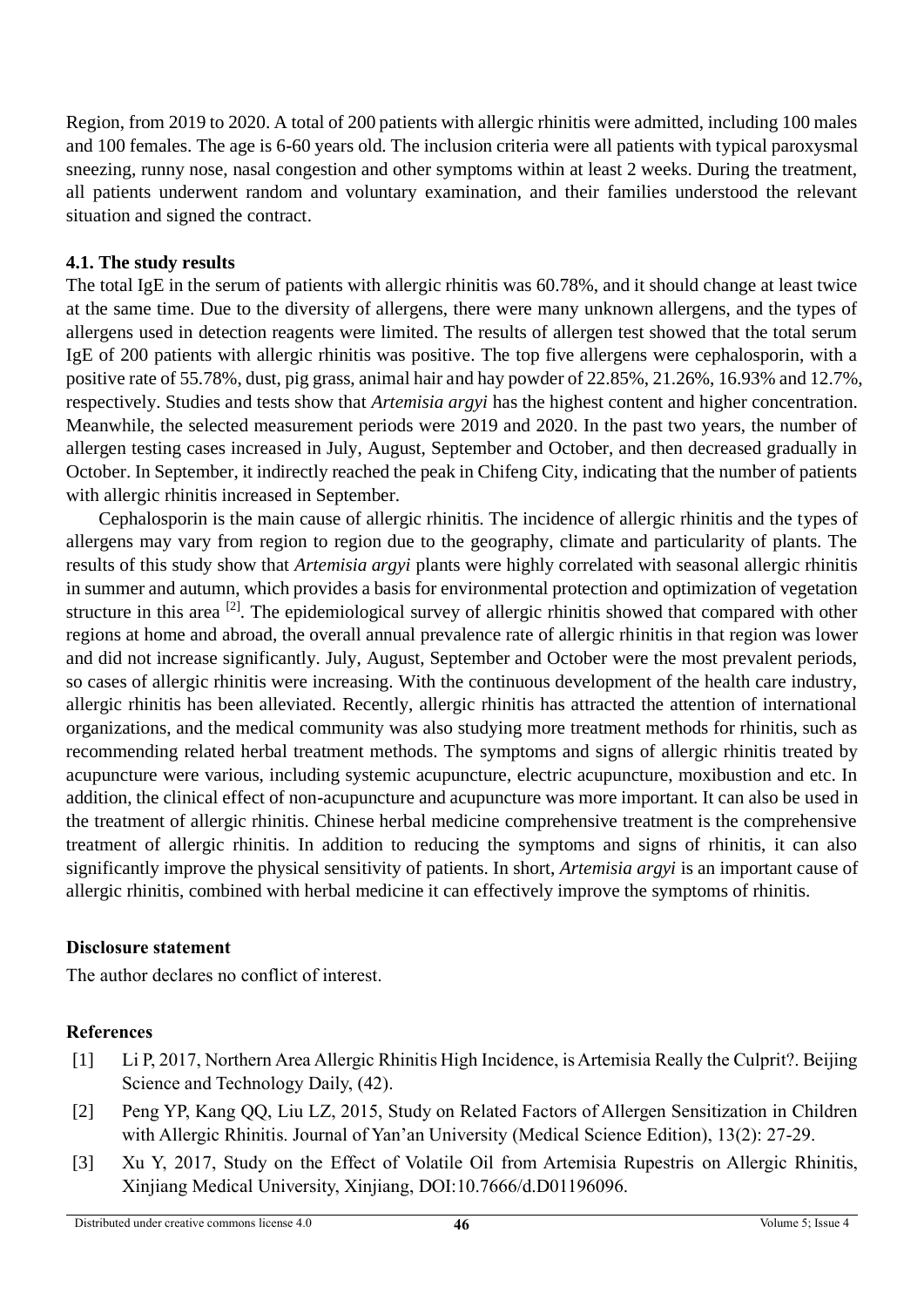Region, from 2019 to 2020. A total of 200 patients with allergic rhinitis were admitted, including 100 males and 100 females. The age is 6-60 years old. The inclusion criteria were all patients with typical paroxysmal sneezing, runny nose, nasal congestion and other symptoms within at least 2 weeks. During the treatment, all patients underwent random and voluntary examination, and their families understood the relevant situation and signed the contract.

### 4.1. The study results

The total IgE in the serum of patients with allergic rhinitis was 60.78%, and it should change at least twice at the same time. Due to the diversity of allergens, there were many unknown allergens, and the types of allergens used in detection reagents were limited. The results of allergen test showed that the total serum IgE of 200 patients with allergic rhinitis was positive. The top five allergens were cephalosporin, with a positive rate of 55.78%, dust, pig grass, animal hair and hay powder of 22.85%, 21.26%, 16.93% and 12.7%, respectively. Studies and tests show that *Artemisia argyi* has the highest content and higher concentration. Meanwhile, the selected measurement periods were 2019 and 2020. In the past two years, the number of allergen testing cases increased in July, August, September and October, and then decreased gradually in October. In September, it indirectly reached the peak in Chifeng City, indicating that the number of patients with allergic rhinitis increased in September.

Cephalosporin is the main cause of allergic rhinitis. The incidence of allergic rhinitis and the types of allergens may vary from region to region due to the geography, climate and particularity of plants. The results of this study show that *Artemisia argyi* plants were highly correlated with seasonal allergic rhinitis in summer and autumn, which provides a basis for environmental protection and optimization of vegetation structure in this area [2]. The epidemiological survey of allergic rhinitis showed that compared with other regions at home and abroad, the overall annual prevalence rate of allergic rhinitis in that region was lower and did not increase significantly. July, August, September and October were the most prevalent periods, so cases of allergic rhinitis were increasing. With the continuous development of the health care industry, allergic rhinitis has been alleviated. Recently, allergic rhinitis has attracted the attention of international organizations, and the medical community was also studying more treatment methods for rhinitis, such as recommending related herbal treatment methods. The symptoms and signs of allergic rhinitis treated by acupuncture were various, including systemic acupuncture, electric acupuncture, moxibustion and etc. In addition, the clinical effect of non-acupuncture and acupuncture was more important. It can also be used in the treatment of allergic rhinitis. Chinese herbal medicine comprehensive treatment is the comprehensive treatment of allergic rhinitis. In addition to reducing the symptoms and signs of rhinitis, it can also significantly improve the physical sensitivity of patients. In short, *Artemisia argyi* is an important cause of allergic rhinitis, combined with herbal medicine it can effectively improve the symptoms of rhinitis.

### Disclosure statement

The author declares no conflict of interest.

### References

[1] Li P, 2017, Northern Area Allergic Rhinitis High Incidence, is Artemisia Really the Culprit?. Beijing Science and Technology Daily, (42).

[2] Peng YP, Kang QQ, Liu LZ, 2015, Study on Related Factors of Allergen Sensitization in Children with Allergic Rhinitis. Journal of Yan'an University (Medical Science Edition), 13(2): 27-29.

[3] Xu Y, 2017, Study on the Effect of Volatile Oil from Artemisia Rupestris on Allergic Rhinitis, Xinjiang Medical University, Xinjiang, DOI:10.7666/d.D01196096.